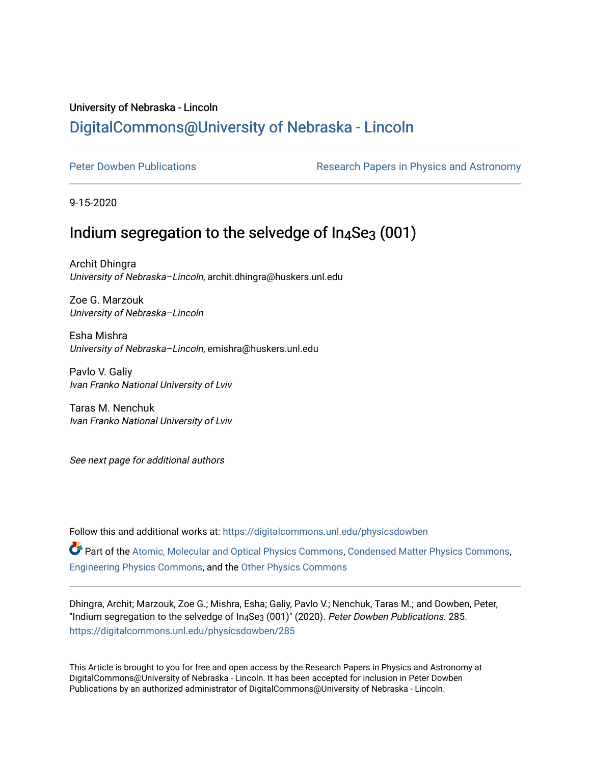University of Nebraska - Lincoln

# DigitalCommons@University of Nebraska - Lincoln

Peter Dowben Publications | Research Papers in Physics and Astronomy

9-15-2020

# Indium segregation to the selvedge of $In_4Se_3$ (001)

Archit Dhingra
*University of Nebraska–Lincoln*, archit.dhingra@huskers.unl.edu

Zoe G. Marzouk
*University of Nebraska–Lincoln*

Esha Mishra
*University of Nebraska–Lincoln*, emishra@huskers.unl.edu

Pavlo V. Galiy
*Ivan Franko National University of Lviv*

Taras M. Nenchuk
*Ivan Franko National University of Lviv*

*See next page for additional authors*

Follow this and additional works at: https://digitalcommons.unl.edu/physicsdowben

Part of the Atomic, Molecular and Optical Physics Commons, Condensed Matter Physics Commons, Engineering Physics Commons, and the Other Physics Commons

Dhingra, Archit; Marzouk, Zoe G.; Mishra, Esha; Galiy, Pavlo V.; Nenchuk, Taras M.; and Dowben, Peter, "Indium segregation to the selvedge of $In_4Se_3$ (001)" (2020). *Peter Dowben Publications*. 285.
https://digitalcommons.unl.edu/physicsdowben/285

This Article is brought to you for free and open access by the Research Papers in Physics and Astronomy at DigitalCommons@University of Nebraska - Lincoln. It has been accepted for inclusion in Peter Dowben Publications by an authorized administrator of DigitalCommons@University of Nebraska - Lincoln.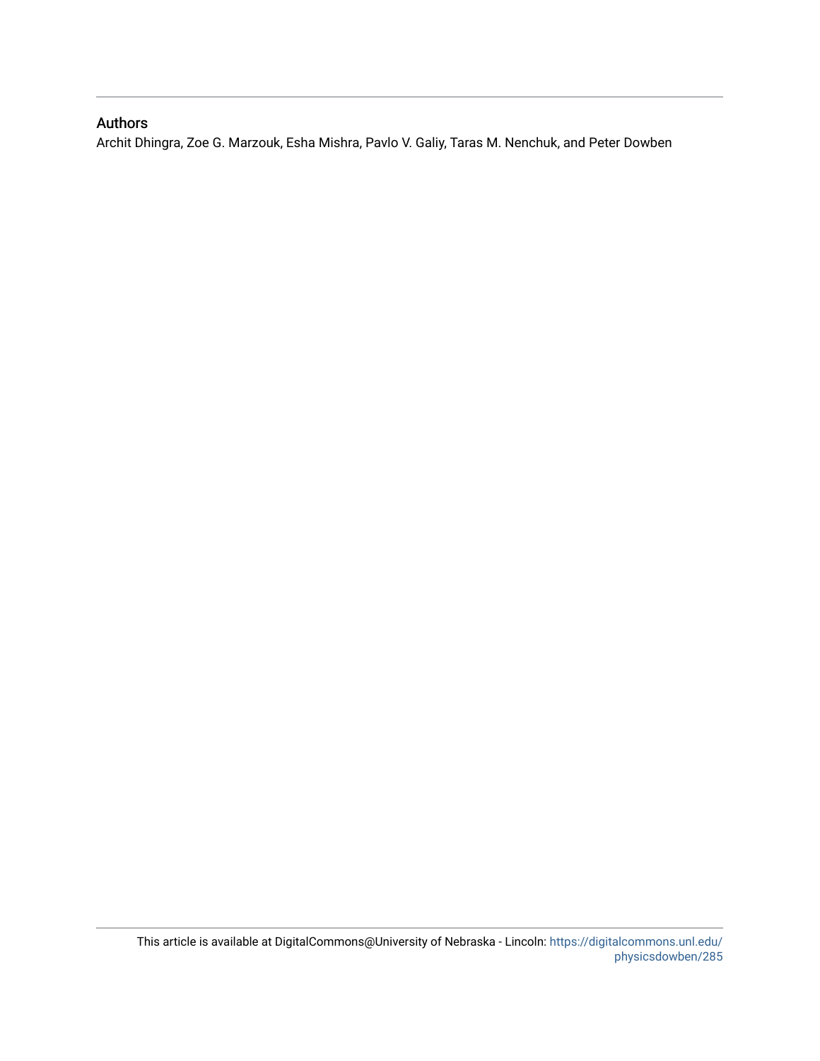## Authors

Archit Dhingra, Zoe G. Marzouk, Esha Mishra, Pavlo V. Galiy, Taras M. Nenchuk, and Peter Dowben

This article is available at DigitalCommons@University of Nebraska - Lincoln: https://digitalcommons.unl.edu/physicsdowben/285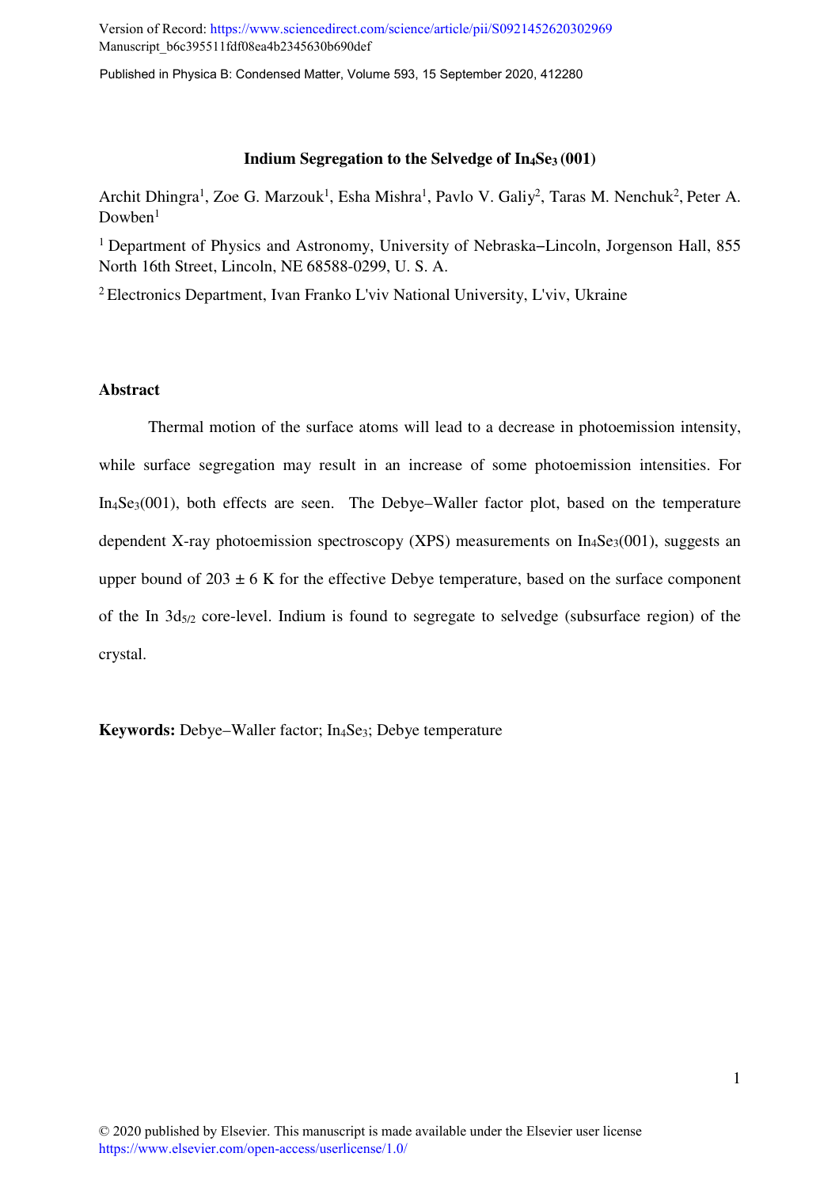Version of Record: https://www.sciencedirect.com/science/article/pii/S0921452620302969
Manuscript_b6c395511fdf08ea4b2345630b690def

Published in Physica B: Condensed Matter, Volume 593, 15 September 2020, 412280

**Indium Segregation to the Selvedge of $In_4Se_3$ (001)**

Archit Dhingra[1], Zoe G. Marzouk[1], Esha Mishra[1], Pavlo V. Galiy[2], Taras M. Nenchuk[2], Peter A. Dowben[1]

[1] Department of Physics and Astronomy, University of Nebraska−Lincoln, Jorgenson Hall, 855 North 16th Street, Lincoln, NE 68588-0299, U. S. A.

[2] Electronics Department, Ivan Franko L'viv National University, L'viv, Ukraine

## Abstract

Thermal motion of the surface atoms will lead to a decrease in photoemission intensity, while surface segregation may result in an increase of some photoemission intensities. For $In_4Se_3$(001), both effects are seen. The Debye–Waller factor plot, based on the temperature dependent X-ray photoemission spectroscopy (XPS) measurements on $In_4Se_3$(001), suggests an upper bound of 203 ± 6 K for the effective Debye temperature, based on the surface component of the In $3d_{5/2}$ core-level. Indium is found to segregate to selvedge (subsurface region) of the crystal.

**Keywords:** Debye–Waller factor; $In_4Se_3$; Debye temperature

© 2020 published by Elsevier. This manuscript is made available under the Elsevier user license https://www.elsevier.com/open-access/userlicense/1.0/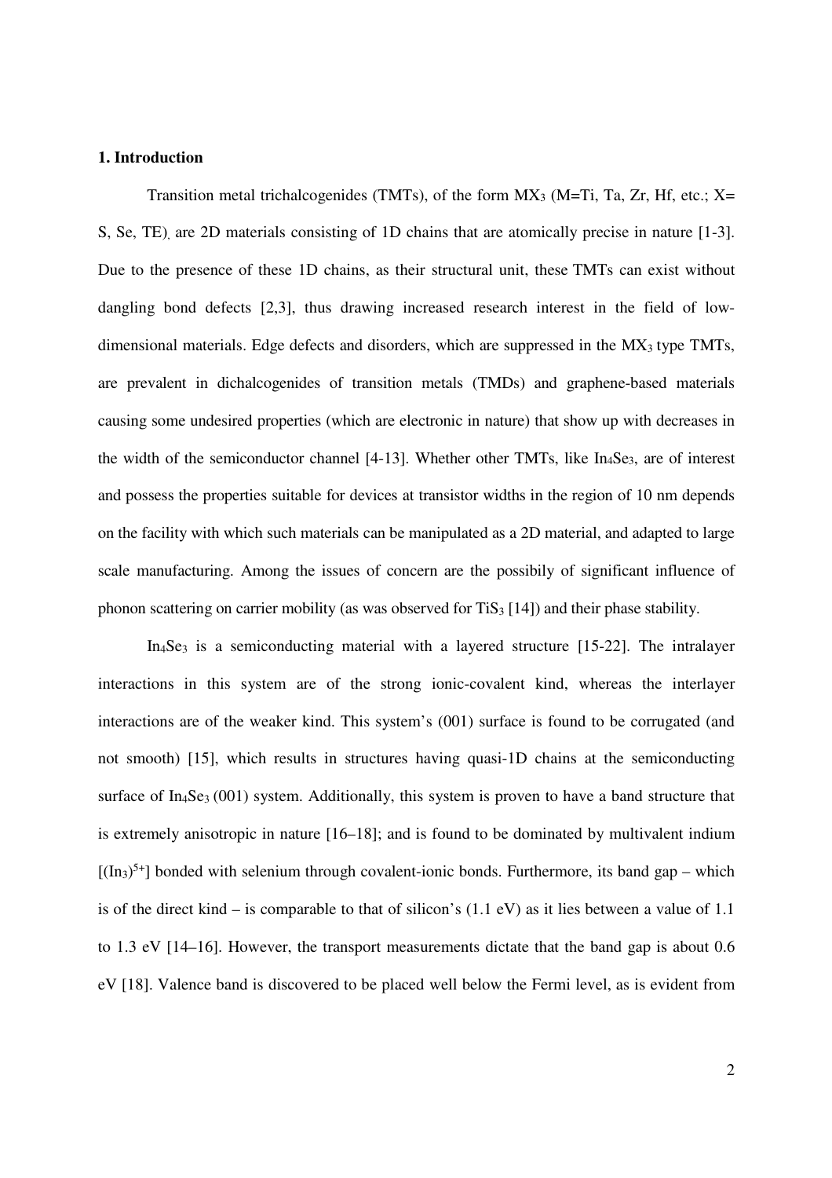## 1. Introduction

Transition metal trichalcogenides (TMTs), of the form $MX_3$ (M=Ti, Ta, Zr, Hf, etc.; X= S, Se, TE), are 2D materials consisting of 1D chains that are atomically precise in nature [1-3]. Due to the presence of these 1D chains, as their structural unit, these TMTs can exist without dangling bond defects [2,3], thus drawing increased research interest in the field of low-dimensional materials. Edge defects and disorders, which are suppressed in the $MX_3$ type TMTs, are prevalent in dichalcogenides of transition metals (TMDs) and graphene-based materials causing some undesired properties (which are electronic in nature) that show up with decreases in the width of the semiconductor channel [4-13]. Whether other TMTs, like $In_4Se_3$, are of interest and possess the properties suitable for devices at transistor widths in the region of 10 nm depends on the facility with which such materials can be manipulated as a 2D material, and adapted to large scale manufacturing. Among the issues of concern are the possibily of significant influence of phonon scattering on carrier mobility (as was observed for $TiS_3$ [14]) and their phase stability.

$In_4Se_3$ is a semiconducting material with a layered structure [15-22]. The intralayer interactions in this system are of the strong ionic-covalent kind, whereas the interlayer interactions are of the weaker kind. This system's (001) surface is found to be corrugated (and not smooth) [15], which results in structures having quasi-1D chains at the semiconducting surface of $In_4Se_3$ (001) system. Additionally, this system is proven to have a band structure that is extremely anisotropic in nature [16–18]; and is found to be dominated by multivalent indium $[(In_3)^{5+}]$ bonded with selenium through covalent-ionic bonds. Furthermore, its band gap – which is of the direct kind – is comparable to that of silicon's (1.1 eV) as it lies between a value of 1.1 to 1.3 eV [14–16]. However, the transport measurements dictate that the band gap is about 0.6 eV [18]. Valence band is discovered to be placed well below the Fermi level, as is evident from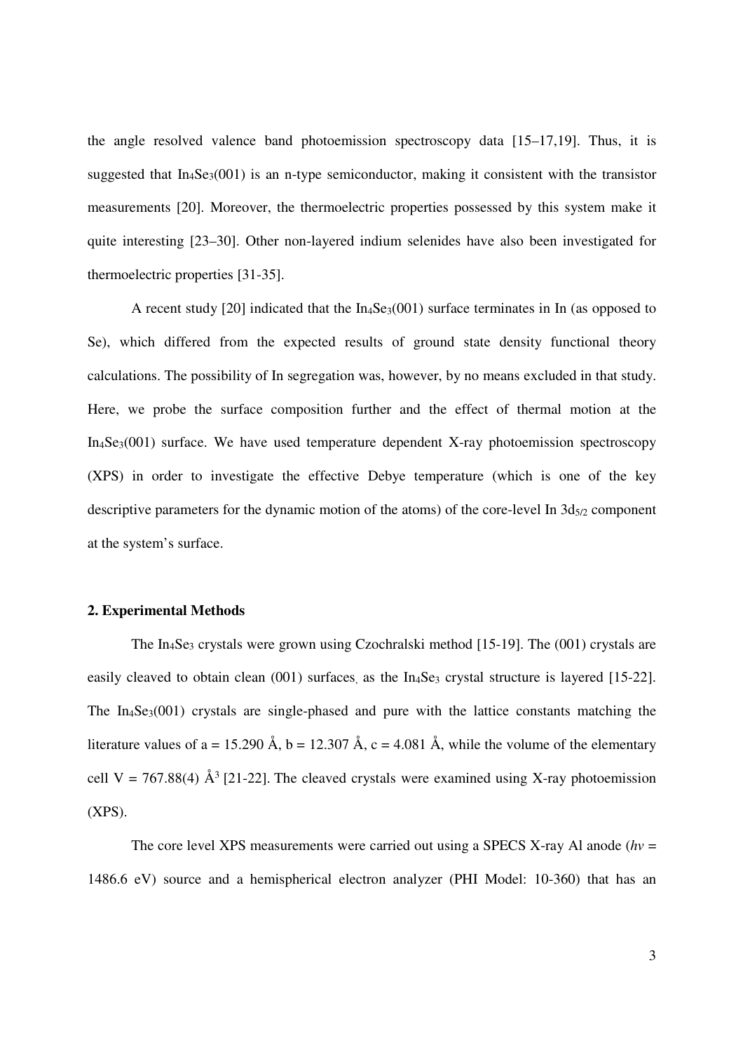the angle resolved valence band photoemission spectroscopy data [15–17,19]. Thus, it is suggested that $In_4Se_3$(001) is an n-type semiconductor, making it consistent with the transistor measurements [20]. Moreover, the thermoelectric properties possessed by this system make it quite interesting [23–30]. Other non-layered indium selenides have also been investigated for thermoelectric properties [31-35].

A recent study [20] indicated that the $In_4Se_3$(001) surface terminates in In (as opposed to Se), which differed from the expected results of ground state density functional theory calculations. The possibility of In segregation was, however, by no means excluded in that study. Here, we probe the surface composition further and the effect of thermal motion at the $In_4Se_3$(001) surface. We have used temperature dependent X-ray photoemission spectroscopy (XPS) in order to investigate the effective Debye temperature (which is one of the key descriptive parameters for the dynamic motion of the atoms) of the core-level In $3d_{5/2}$ component at the system's surface.

## 2. Experimental Methods

The $In_4Se_3$ crystals were grown using Czochralski method [15-19]. The (001) crystals are easily cleaved to obtain clean (001) surfaces, as the $In_4Se_3$ crystal structure is layered [15-22]. The $In_4Se_3$(001) crystals are single-phased and pure with the lattice constants matching the literature values of a = 15.290 Å, b = 12.307 Å, c = 4.081 Å, while the volume of the elementary cell V = 767.88(4) $Å^3$ [21-22]. The cleaved crystals were examined using X-ray photoemission (XPS).

The core level XPS measurements were carried out using a SPECS X-ray Al anode (*hv* = 1486.6 eV) source and a hemispherical electron analyzer (PHI Model: 10-360) that has an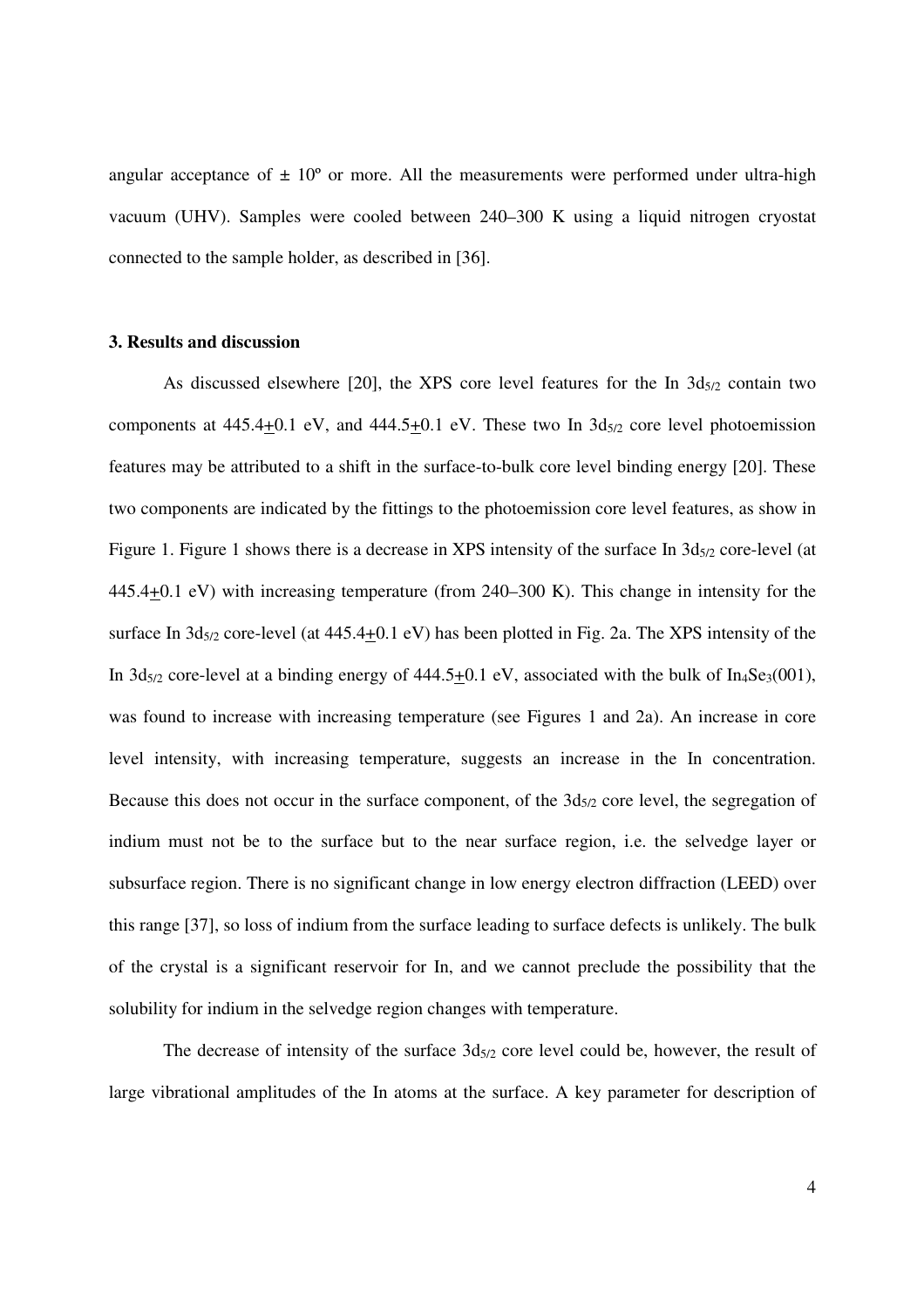angular acceptance of ± 10º or more. All the measurements were performed under ultra-high vacuum (UHV). Samples were cooled between 240–300 K using a liquid nitrogen cryostat connected to the sample holder, as described in [36].

### 3. Results and discussion

As discussed elsewhere [20], the XPS core level features for the In $3d_{5/2}$ contain two components at 445.4±0.1 eV, and 444.5±0.1 eV. These two In $3d_{5/2}$ core level photoemission features may be attributed to a shift in the surface-to-bulk core level binding energy [20]. These two components are indicated by the fittings to the photoemission core level features, as show in Figure 1. Figure 1 shows there is a decrease in XPS intensity of the surface In $3d_{5/2}$ core-level (at 445.4±0.1 eV) with increasing temperature (from 240–300 K). This change in intensity for the surface In $3d_{5/2}$ core-level (at 445.4±0.1 eV) has been plotted in Fig. 2a. The XPS intensity of the In $3d_{5/2}$ core-level at a binding energy of 444.5±0.1 eV, associated with the bulk of $In_4Se_3(001)$, was found to increase with increasing temperature (see Figures 1 and 2a). An increase in core level intensity, with increasing temperature, suggests an increase in the In concentration. Because this does not occur in the surface component, of the $3d_{5/2}$ core level, the segregation of indium must not be to the surface but to the near surface region, i.e. the selvedge layer or subsurface region. There is no significant change in low energy electron diffraction (LEED) over this range [37], so loss of indium from the surface leading to surface defects is unlikely. The bulk of the crystal is a significant reservoir for In, and we cannot preclude the possibility that the solubility for indium in the selvedge region changes with temperature.

The decrease of intensity of the surface $3d_{5/2}$ core level could be, however, the result of large vibrational amplitudes of the In atoms at the surface. A key parameter for description of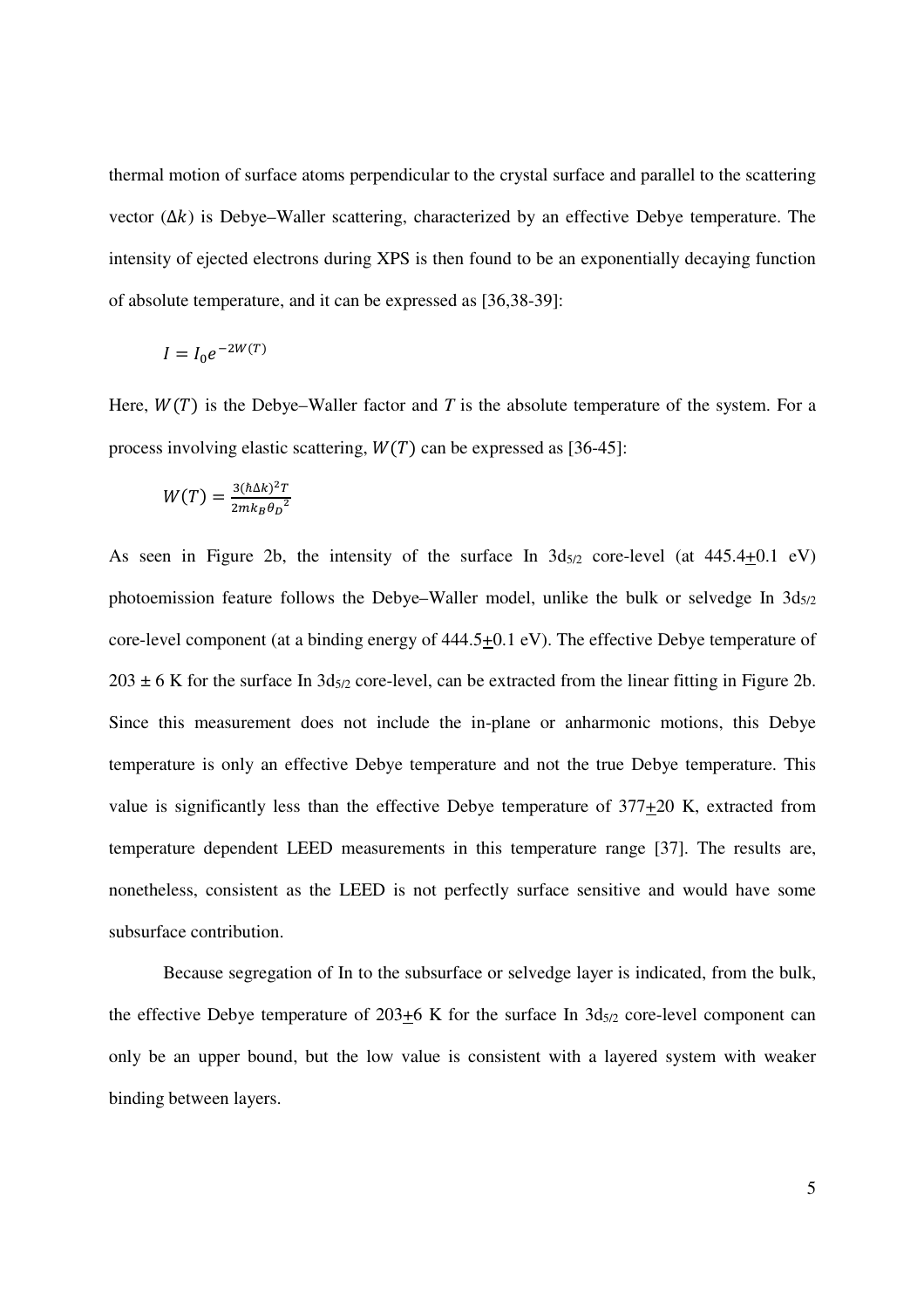thermal motion of surface atoms perpendicular to the crystal surface and parallel to the scattering vector ($\Delta k$) is Debye–Waller scattering, characterized by an effective Debye temperature. The intensity of ejected electrons during XPS is then found to be an exponentially decaying function of absolute temperature, and it can be expressed as [36,38-39]:

$$I = I_0 e^{-2W(T)}$$

Here, $W(T)$ is the Debye–Waller factor and $T$ is the absolute temperature of the system. For a process involving elastic scattering, $W(T)$ can be expressed as [36-45]:

$$W(T) = \frac{3(\hbar \Delta k)^2 T}{2mk_B {\theta_D}^2}$$

As seen in Figure 2b, the intensity of the surface In $3d_{5/2}$ core-level (at $445.4 \pm 0.1$ eV) photoemission feature follows the Debye–Waller model, unlike the bulk or selvedge In $3d_{5/2}$ core-level component (at a binding energy of $444.5 \pm 0.1$ eV). The effective Debye temperature of $203 \pm 6$ K for the surface In $3d_{5/2}$ core-level, can be extracted from the linear fitting in Figure 2b. Since this measurement does not include the in-plane or anharmonic motions, this Debye temperature is only an effective Debye temperature and not the true Debye temperature. This value is significantly less than the effective Debye temperature of $377 \pm 20$ K, extracted from temperature dependent LEED measurements in this temperature range [37]. The results are, nonetheless, consistent as the LEED is not perfectly surface sensitive and would have some subsurface contribution.

Because segregation of In to the subsurface or selvedge layer is indicated, from the bulk, the effective Debye temperature of $203 \pm 6$ K for the surface In $3d_{5/2}$ core-level component can only be an upper bound, but the low value is consistent with a layered system with weaker binding between layers.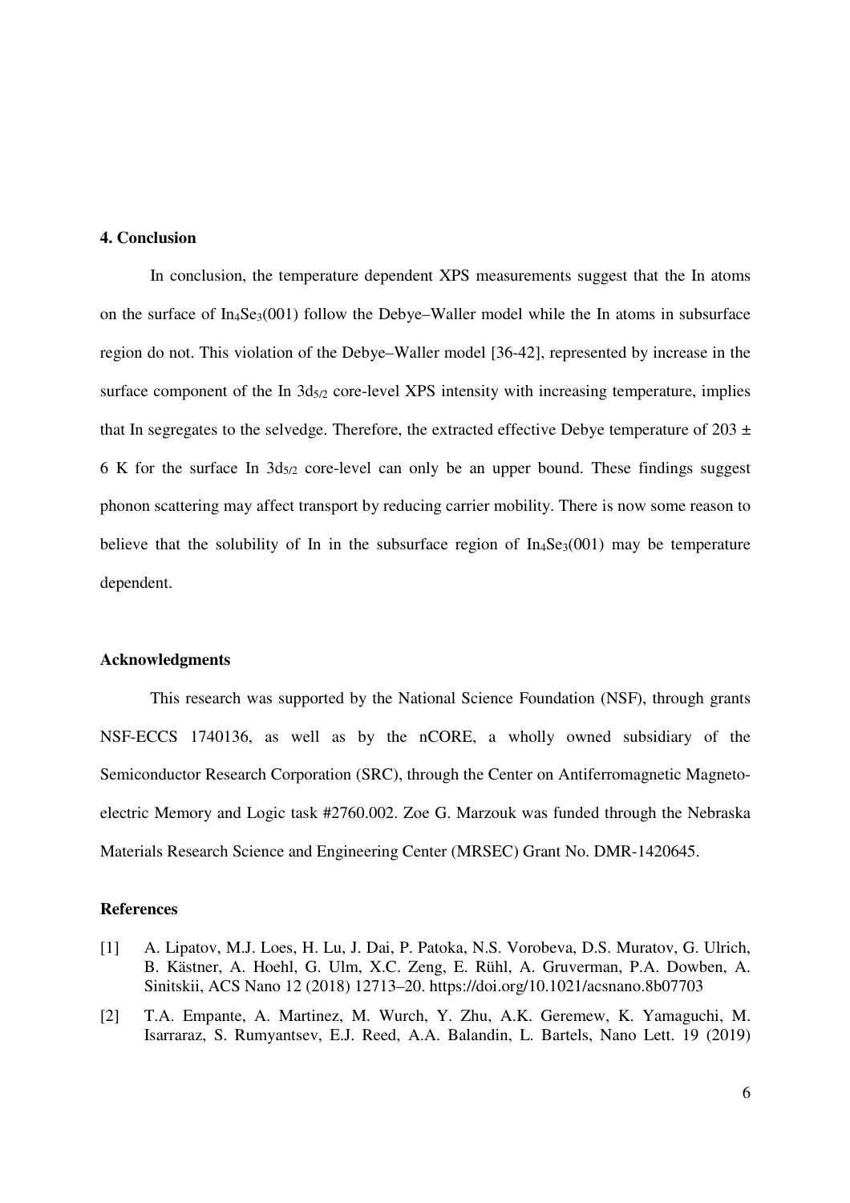## 4. Conclusion

In conclusion, the temperature dependent XPS measurements suggest that the In atoms on the surface of $In_4Se_3$(001) follow the Debye–Waller model while the In atoms in subsurface region do not. This violation of the Debye–Waller model [36-42], represented by increase in the surface component of the In $3d_{5/2}$ core-level XPS intensity with increasing temperature, implies that In segregates to the selvedge. Therefore, the extracted effective Debye temperature of $203 \pm 6$ K for the surface In $3d_{5/2}$ core-level can only be an upper bound. These findings suggest phonon scattering may affect transport by reducing carrier mobility. There is now some reason to believe that the solubility of In in the subsurface region of $In_4Se_3$(001) may be temperature dependent.

## Acknowledgments

This research was supported by the National Science Foundation (NSF), through grants NSF-ECCS 1740136, as well as by the nCORE, a wholly owned subsidiary of the Semiconductor Research Corporation (SRC), through the Center on Antiferromagnetic Magneto-electric Memory and Logic task #2760.002. Zoe G. Marzouk was funded through the Nebraska Materials Research Science and Engineering Center (MRSEC) Grant No. DMR-1420645.

## References

[1] A. Lipatov, M.J. Loes, H. Lu, J. Dai, P. Patoka, N.S. Vorobeva, D.S. Muratov, G. Ulrich, B. Kästner, A. Hoehl, G. Ulm, X.C. Zeng, E. Rühl, A. Gruverman, P.A. Dowben, A. Sinitskii, ACS Nano 12 (2018) 12713–20. https://doi.org/10.1021/acsnano.8b07703

[2] T.A. Empante, A. Martinez, M. Wurch, Y. Zhu, A.K. Geremew, K. Yamaguchi, M. Isarraraz, S. Rumyantsev, E.J. Reed, A.A. Balandin, L. Bartels, Nano Lett. 19 (2019)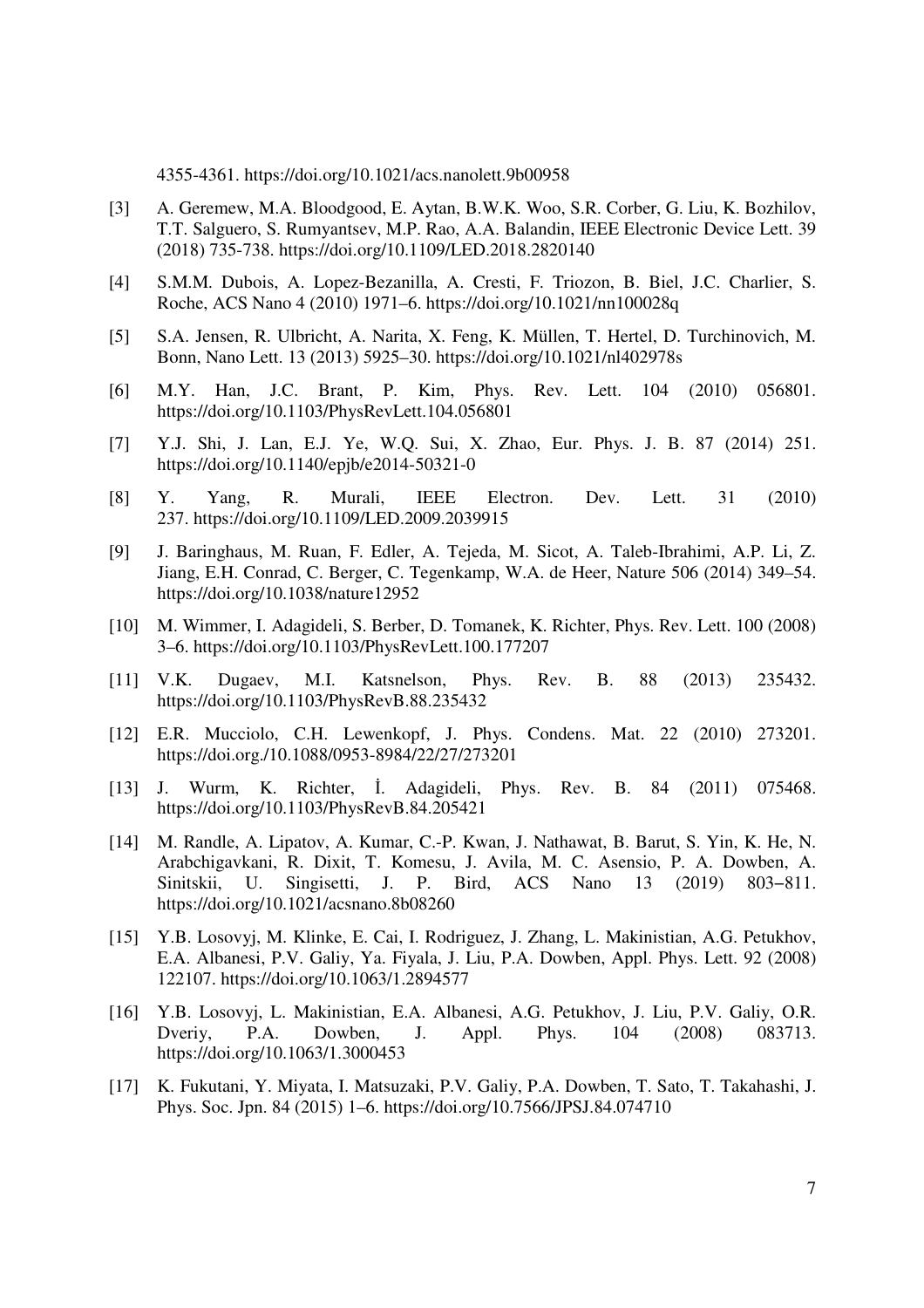4355-4361. https://doi.org/10.1021/acs.nanolett.9b00958

[3] A. Geremew, M.A. Bloodgood, E. Aytan, B.W.K. Woo, S.R. Corber, G. Liu, K. Bozhilov, T.T. Salguero, S. Rumyantsev, M.P. Rao, A.A. Balandin, IEEE Electronic Device Lett. 39 (2018) 735-738. https://doi.org/10.1109/LED.2018.2820140

[4] S.M.M. Dubois, A. Lopez-Bezanilla, A. Cresti, F. Triozon, B. Biel, J.C. Charlier, S. Roche, ACS Nano 4 (2010) 1971–6. https://doi.org/10.1021/nn100028q

[5] S.A. Jensen, R. Ulbricht, A. Narita, X. Feng, K. Müllen, T. Hertel, D. Turchinovich, M. Bonn, Nano Lett. 13 (2013) 5925–30. https://doi.org/10.1021/nl402978s

[6] M.Y. Han, J.C. Brant, P. Kim, Phys. Rev. Lett. 104 (2010) 056801. https://doi.org/10.1103/PhysRevLett.104.056801

[7] Y.J. Shi, J. Lan, E.J. Ye, W.Q. Sui, X. Zhao, Eur. Phys. J. B. 87 (2014) 251. https://doi.org/10.1140/epjb/e2014-50321-0

[8] Y. Yang, R. Murali, IEEE Electron. Dev. Lett. 31 (2010) 237. https://doi.org/10.1109/LED.2009.2039915

[9] J. Baringhaus, M. Ruan, F. Edler, A. Tejeda, M. Sicot, A. Taleb-Ibrahimi, A.P. Li, Z. Jiang, E.H. Conrad, C. Berger, C. Tegenkamp, W.A. de Heer, Nature 506 (2014) 349–54. https://doi.org/10.1038/nature12952

[10] M. Wimmer, I. Adagideli, S. Berber, D. Tomanek, K. Richter, Phys. Rev. Lett. 100 (2008) 3–6. https://doi.org/10.1103/PhysRevLett.100.177207

[11] V.K. Dugaev, M.I. Katsnelson, Phys. Rev. B. 88 (2013) 235432. https://doi.org/10.1103/PhysRevB.88.235432

[12] E.R. Mucciolo, C.H. Lewenkopf, J. Phys. Condens. Mat. 22 (2010) 273201. https://doi.org./10.1088/0953-8984/22/27/273201

[13] J. Wurm, K. Richter, İ. Adagideli, Phys. Rev. B. 84 (2011) 075468. https://doi.org/10.1103/PhysRevB.84.205421

[14] M. Randle, A. Lipatov, A. Kumar, C.-P. Kwan, J. Nathawat, B. Barut, S. Yin, K. He, N. Arabchigavkani, R. Dixit, T. Komesu, J. Avila, M. C. Asensio, P. A. Dowben, A. Sinitskii, U. Singisetti, J. P. Bird, ACS Nano 13 (2019) 803‒811. https://doi.org/10.1021/acsnano.8b08260

[15] Y.B. Losovyj, M. Klinke, E. Cai, I. Rodriguez, J. Zhang, L. Makinistian, A.G. Petukhov, E.A. Albanesi, P.V. Galiy, Ya. Fiyala, J. Liu, P.A. Dowben, Appl. Phys. Lett. 92 (2008) 122107. https://doi.org/10.1063/1.2894577

[16] Y.B. Losovyj, L. Makinistian, E.A. Albanesi, A.G. Petukhov, J. Liu, P.V. Galiy, O.R. Dveriy, P.A. Dowben, J. Appl. Phys. 104 (2008) 083713. https://doi.org/10.1063/1.3000453

[17] K. Fukutani, Y. Miyata, I. Matsuzaki, P.V. Galiy, P.A. Dowben, T. Sato, T. Takahashi, J. Phys. Soc. Jpn. 84 (2015) 1–6. https://doi.org/10.7566/JPSJ.84.074710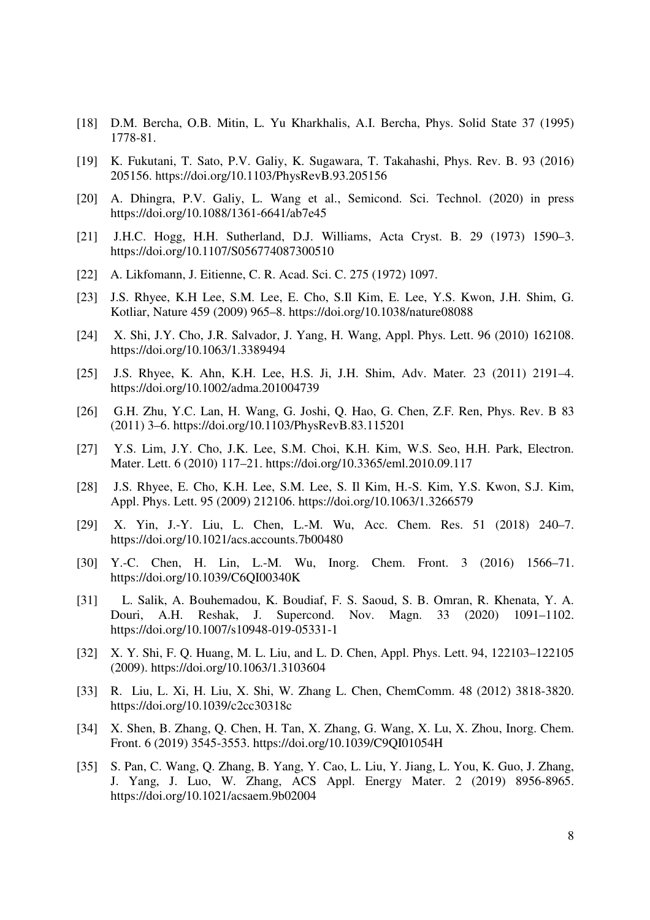[18] D.M. Bercha, O.B. Mitin, L. Yu Kharkhalis, A.I. Bercha, Phys. Solid State 37 (1995) 1778-81.

[19] K. Fukutani, T. Sato, P.V. Galiy, K. Sugawara, T. Takahashi, Phys. Rev. B. 93 (2016) 205156. https://doi.org/10.1103/PhysRevB.93.205156

[20] A. Dhingra, P.V. Galiy, L. Wang et al., Semicond. Sci. Technol. (2020) in press https://doi.org/10.1088/1361-6641/ab7e45

[21] J.H.C. Hogg, H.H. Sutherland, D.J. Williams, Acta Cryst. B. 29 (1973) 1590–3. https://doi.org/10.1107/S056774087300510

[22] A. Likfomann, J. Eitienne, C. R. Acad. Sci. C. 275 (1972) 1097.

[23] J.S. Rhyee, K.H Lee, S.M. Lee, E. Cho, S.Il Kim, E. Lee, Y.S. Kwon, J.H. Shim, G. Kotliar, Nature 459 (2009) 965–8. https://doi.org/10.1038/nature08088

[24] X. Shi, J.Y. Cho, J.R. Salvador, J. Yang, H. Wang, Appl. Phys. Lett. 96 (2010) 162108. https://doi.org/10.1063/1.3389494

[25] J.S. Rhyee, K. Ahn, K.H. Lee, H.S. Ji, J.H. Shim, Adv. Mater. 23 (2011) 2191–4. https://doi.org/10.1002/adma.201004739

[26] G.H. Zhu, Y.C. Lan, H. Wang, G. Joshi, Q. Hao, G. Chen, Z.F. Ren, Phys. Rev. B 83 (2011) 3–6. https://doi.org/10.1103/PhysRevB.83.115201

[27] Y.S. Lim, J.Y. Cho, J.K. Lee, S.M. Choi, K.H. Kim, W.S. Seo, H.H. Park, Electron. Mater. Lett. 6 (2010) 117–21. https://doi.org/10.3365/eml.2010.09.117

[28] J.S. Rhyee, E. Cho, K.H. Lee, S.M. Lee, S. Il Kim, H.-S. Kim, Y.S. Kwon, S.J. Kim, Appl. Phys. Lett. 95 (2009) 212106. https://doi.org/10.1063/1.3266579

[29] X. Yin, J.-Y. Liu, L. Chen, L.-M. Wu, Acc. Chem. Res. 51 (2018) 240–7. https://doi.org/10.1021/acs.accounts.7b00480

[30] Y.-C. Chen, H. Lin, L.-M. Wu, Inorg. Chem. Front. 3 (2016) 1566–71. https://doi.org/10.1039/C6QI00340K

[31] L. Salik, A. Bouhemadou, K. Boudiaf, F. S. Saoud, S. B. Omran, R. Khenata, Y. A. Douri, A.H. Reshak, J. Supercond. Nov. Magn. 33 (2020) 1091–1102. https://doi.org/10.1007/s10948-019-05331-1

[32] X. Y. Shi, F. Q. Huang, M. L. Liu, and L. D. Chen, Appl. Phys. Lett. 94, 122103–122105 (2009). https://doi.org/10.1063/1.3103604

[33] R. Liu, L. Xi, H. Liu, X. Shi, W. Zhang L. Chen, ChemComm. 48 (2012) 3818-3820. https://doi.org/10.1039/c2cc30318c

[34] X. Shen, B. Zhang, Q. Chen, H. Tan, X. Zhang, G. Wang, X. Lu, X. Zhou, Inorg. Chem. Front. 6 (2019) 3545-3553. https://doi.org/10.1039/C9QI01054H

[35] S. Pan, C. Wang, Q. Zhang, B. Yang, Y. Cao, L. Liu, Y. Jiang, L. You, K. Guo, J. Zhang, J. Yang, J. Luo, W. Zhang, ACS Appl. Energy Mater. 2 (2019) 8956-8965. https://doi.org/10.1021/acsaem.9b02004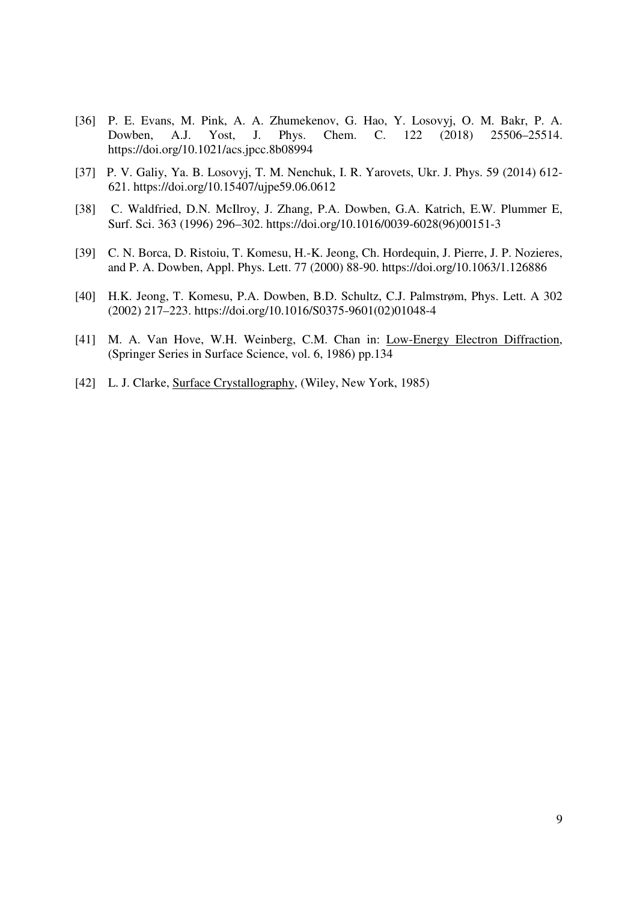[36] P. E. Evans, M. Pink, A. A. Zhumekenov, G. Hao, Y. Losovyj, O. M. Bakr, P. A. Dowben, A.J. Yost, J. Phys. Chem. C. 122 (2018) 25506–25514. https://doi.org/10.1021/acs.jpcc.8b08994

[37] P. V. Galiy, Ya. B. Losovyj, T. M. Nenchuk, I. R. Yarovets, Ukr. J. Phys. 59 (2014) 612-621. https://doi.org/10.15407/ujpe59.06.0612

[38] C. Waldfried, D.N. McIlroy, J. Zhang, P.A. Dowben, G.A. Katrich, E.W. Plummer E, Surf. Sci. 363 (1996) 296–302. https://doi.org/10.1016/0039-6028(96)00151-3

[39] C. N. Borca, D. Ristoiu, T. Komesu, H.-K. Jeong, Ch. Hordequin, J. Pierre, J. P. Nozieres, and P. A. Dowben, Appl. Phys. Lett. 77 (2000) 88-90. https://doi.org/10.1063/1.126886

[40] H.K. Jeong, T. Komesu, P.A. Dowben, B.D. Schultz, C.J. Palmstrøm, Phys. Lett. A 302 (2002) 217–223. https://doi.org/10.1016/S0375-9601(02)01048-4

[41] M. A. Van Hove, W.H. Weinberg, C.M. Chan in: Low-Energy Electron Diffraction, (Springer Series in Surface Science, vol. 6, 1986) pp.134

[42] L. J. Clarke, Surface Crystallography, (Wiley, New York, 1985)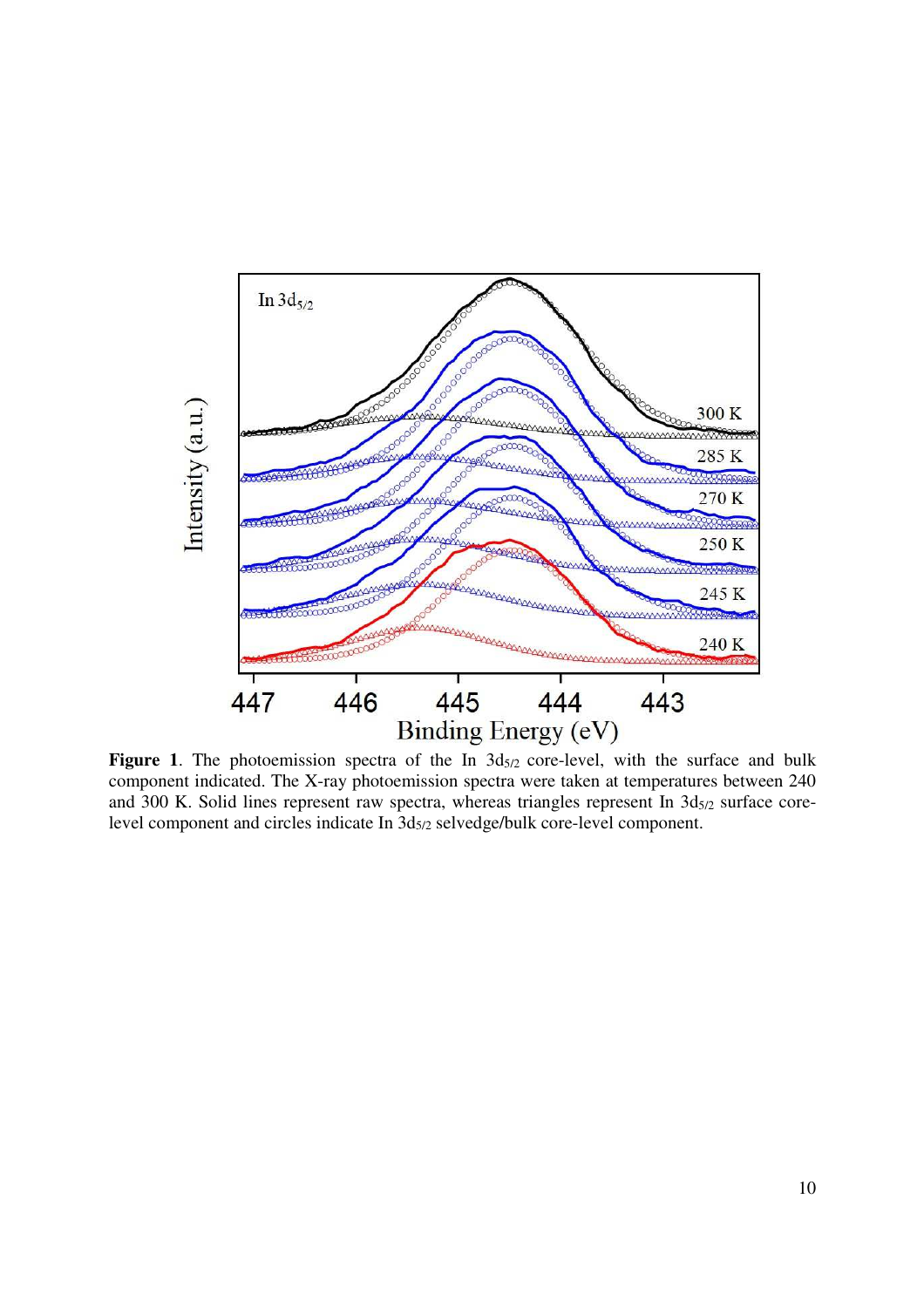**Figure 1**. The photoemission spectra of the In $3d_{5/2}$ core-level, with the surface and bulk component indicated. The X-ray photoemission spectra were taken at temperatures between 240 and 300 K. Solid lines represent raw spectra, whereas triangles represent In $3d_{5/2}$ surface core-level component and circles indicate In $3d_{5/2}$ selvedge/bulk core-level component.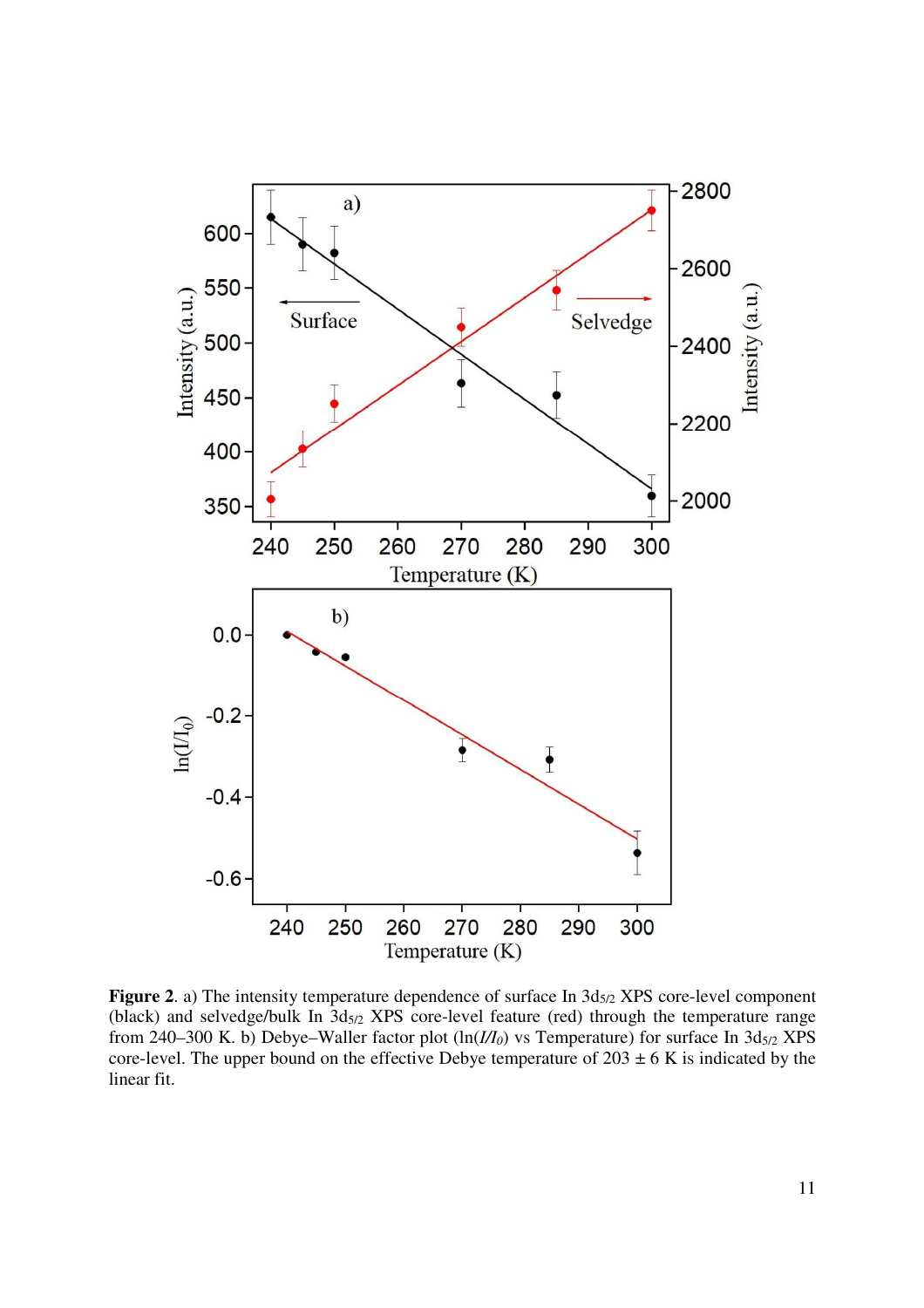a)

Intensity (a.u.)

600
550
500
450
400
350

Surface

Selvedge

2800
2600
2400
2200
2000

Intensity (a.u.)

240 250 260 270 280 290 300

Temperature (K)

b)

$\ln(I/I_0)$

0.0
-0.2
-0.4
-0.6

240 250 260 270 280 290 300

Temperature (K)

**Figure 2**. a) The intensity temperature dependence of surface In $3d_{5/2}$ XPS core-level component (black) and selvedge/bulk In $3d_{5/2}$ XPS core-level feature (red) through the temperature range from 240–300 K. b) Debye–Waller factor plot ($\ln(I/I_0)$ vs Temperature) for surface In $3d_{5/2}$ XPS core-level. The upper bound on the effective Debye temperature of 203 ± 6 K is indicated by the linear fit.